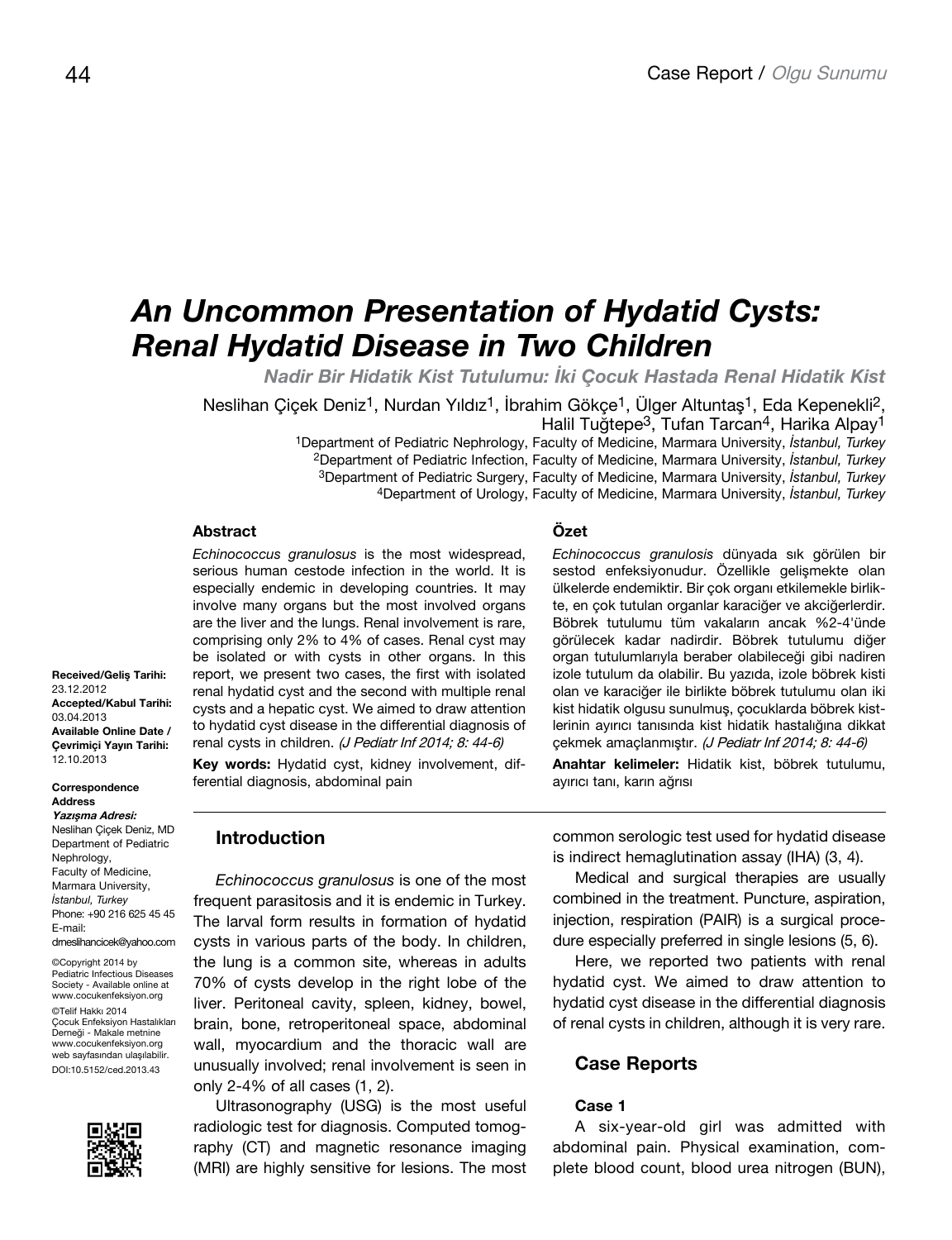# An Uncommon Presentation of Hydatid Cysts: Renal Hydatid Disease in Two Children

## *Nadir Bir Hidatik Kist Tutulumu: İki Çocuk Hastada Renal Hidatik Kist*

Neslihan Çiçek Deniz[1], Nurdan Yıldız[1], İbrahim Gökçe[1], Ülger Altuntaş[1], Eda Kepenekli[2], Halil Tuğtepe[3], Tufan Tarcan[4], Harika Alpay[1]

[1]Department of Pediatric Nephrology, Faculty of Medicine, Marmara University, *İstanbul, Turkey*
[2]Department of Pediatric Infection, Faculty of Medicine, Marmara University, *İstanbul, Turkey*
[3]Department of Pediatric Surgery, Faculty of Medicine, Marmara University, *İstanbul, Turkey*
[4]Department of Urology, Faculty of Medicine, Marmara University, *İstanbul, Turkey*

**Received/Geliş Tarihi:** 23.12.2012
**Accepted/Kabul Tarihi:** 03.04.2013
**Available Online Date / Çevrimiçi Yayın Tarihi:** 12.10.2013

**Correspondence Address**
***Yazışma Adresi:***
Neslihan Çiçek Deniz, MD
Department of Pediatric Nephrology,
Faculty of Medicine,
Marmara University,
*İstanbul, Turkey*
Phone: +90 216 625 45 45
E-mail: dmeslihancicek@yahoo.com

©Copyright 2014 by Pediatric Infectious Diseases Society - Available online at www.cocukenfeksiyon.org
©Telif Hakkı 2014 Çocuk Enfeksiyon Hastalıkları Derneği - Makale metnine www.cocukenfeksiyon.org web sayfasından ulaşılabilir.
DOI:10.5152/ced.2013.43

### Abstract

*Echinococcus granulosus* is the most widespread, serious human cestode infection in the world. It is especially endemic in developing countries. It may involve many organs but the most involved organs are the liver and the lungs. Renal involvement is rare, comprising only 2% to 4% of cases. Renal cyst may be isolated or with cysts in other organs. In this report, we present two cases, the first with isolated renal hydatid cyst and the second with multiple renal cysts and a hepatic cyst. We aimed to draw attention to hydatid cyst disease in the differential diagnosis of renal cysts in children. *(J Pediatr Inf 2014; 8: 44-6)*

**Key words:** Hydatid cyst, kidney involvement, differential diagnosis, abdominal pain

### Özet

*Echinococcus granulosis* dünyada sık görülen bir sestod enfeksiyonudur. Özellikle gelişmekte olan ülkelerde endemiktir. Bir çok organı etkilemekle birlikte, en çok tutulan organlar karaciğer ve akciğerlerdir. Böbrek tutulumu tüm vakaların ancak %2-4'ünde görülecek kadar nadirdir. Böbrek tutulumu diğer organ tutulumlarıyla beraber olabileceği gibi nadiren izole tutulum da olabilir. Bu yazıda, izole böbrek kisti olan ve karaciğer ile birlikte böbrek tutulumu olan iki kist hidatik olgusu sunulmuş, çocuklarda böbrek kistlerinin ayırıcı tanısında kist hidatik hastalığına dikkat çekmek amaçlanmıştır. *(J Pediatr Inf 2014; 8: 44-6)*

**Anahtar kelimeler:** Hidatik kist, böbrek tutulumu, ayırıcı tanı, karın ağrısı

## Introduction

*Echinococcus granulosus* is one of the most frequent parasitosis and it is endemic in Turkey. The larval form results in formation of hydatid cysts in various parts of the body. In children, the lung is a common site, whereas in adults 70% of cysts develop in the right lobe of the liver. Peritoneal cavity, spleen, kidney, bowel, brain, bone, retroperitoneal space, abdominal wall, myocardium and the thoracic wall are unusually involved; renal involvement is seen in only 2-4% of all cases (1, 2).

Ultrasonography (USG) is the most useful radiologic test for diagnosis. Computed tomography (CT) and magnetic resonance imaging (MRI) are highly sensitive for lesions. The most common serologic test used for hydatid disease is indirect hemaglutination assay (IHA) (3, 4).

Medical and surgical therapies are usually combined in the treatment. Puncture, aspiration, injection, respiration (PAIR) is a surgical procedure especially preferred in single lesions (5, 6).

Here, we reported two patients with renal hydatid cyst. We aimed to draw attention to hydatid cyst disease in the differential diagnosis of renal cysts in children, although it is very rare.

## Case Reports

### Case 1

A six-year-old girl was admitted with abdominal pain. Physical examination, complete blood count, blood urea nitrogen (BUN),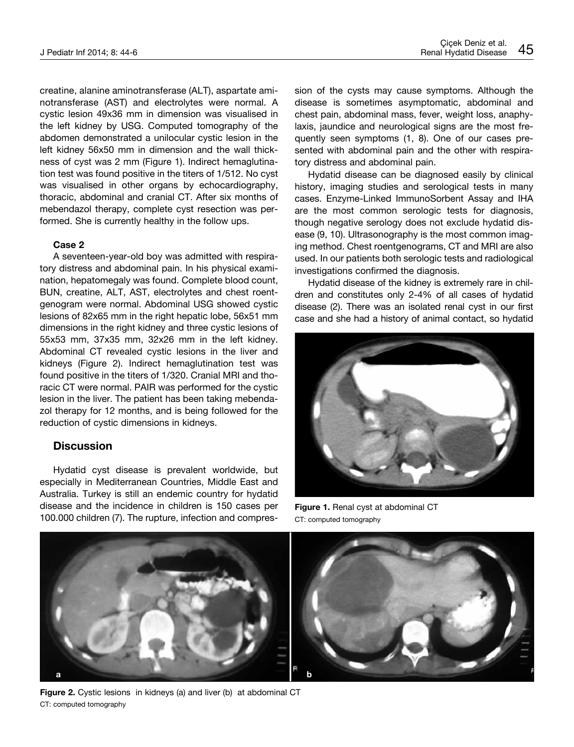creatine, alanine aminotransferase (ALT), aspartate aminotransferase (AST) and electrolytes were normal. A cystic lesion 49x36 mm in dimension was visualised in the left kidney by USG. Computed tomography of the abdomen demonstrated a unilocular cystic lesion in the left kidney 56x50 mm in dimension and the wall thickness of cyst was 2 mm (Figure 1). Indirect hemaglutination test was found positive in the titers of 1/512. No cyst was visualised in other organs by echocardiography, thoracic, abdominal and cranial CT. After six months of mebendazol therapy, complete cyst resection was performed. She is currently healthy in the follow ups.

**Case 2**

A seventeen-year-old boy was admitted with respiratory distress and abdominal pain. In his physical examination, hepatomegaly was found. Complete blood count, BUN, creatine, ALT, AST, electrolytes and chest roentgenogram were normal. Abdominal USG showed cystic lesions of 82x65 mm in the right hepatic lobe, 56x51 mm dimensions in the right kidney and three cystic lesions of 55x53 mm, 37x35 mm, 32x26 mm in the left kidney. Abdominal CT revealed cystic lesions in the liver and kidneys (Figure 2). Indirect hemaglutination test was found positive in the titers of 1/320. Cranial MRI and thoracic CT were normal. PAIR was performed for the cystic lesion in the liver. The patient has been taking mebendazol therapy for 12 months, and is being followed for the reduction of cystic dimensions in kidneys.

## Discussion

Hydatid cyst disease is prevalent worldwide, but especially in Mediterranean Countries, Middle East and Australia. Turkey is still an endemic country for hydatid disease and the incidence in children is 150 cases per 100.000 children (7). The rupture, infection and compression of the cysts may cause symptoms. Although the disease is sometimes asymptomatic, abdominal and chest pain, abdominal mass, fever, weight loss, anaphylaxis, jaundice and neurological signs are the most frequently seen symptoms (1, 8). One of our cases presented with abdominal pain and the other with respiratory distress and abdominal pain.

Hydatid disease can be diagnosed easily by clinical history, imaging studies and serological tests in many cases. Enzyme-Linked ImmunoSorbent Assay and IHA are the most common serologic tests for diagnosis, though negative serology does not exclude hydatid disease (9, 10). Ultrasonography is the most common imaging method. Chest roentgenograms, CT and MRI are also used. In our patients both serologic tests and radiological investigations confirmed the diagnosis.

Hydatid disease of the kidney is extremely rare in children and constitutes only 2-4% of all cases of hydatid disease (2). There was an isolated renal cyst in our first case and she had a history of animal contact, so hydatid

**Figure 1.** Renal cyst at abdominal CT
CT: computed tomography

**Figure 2.** Cystic lesions in kidneys (a) and liver (b) at abdominal CT
CT: computed tomography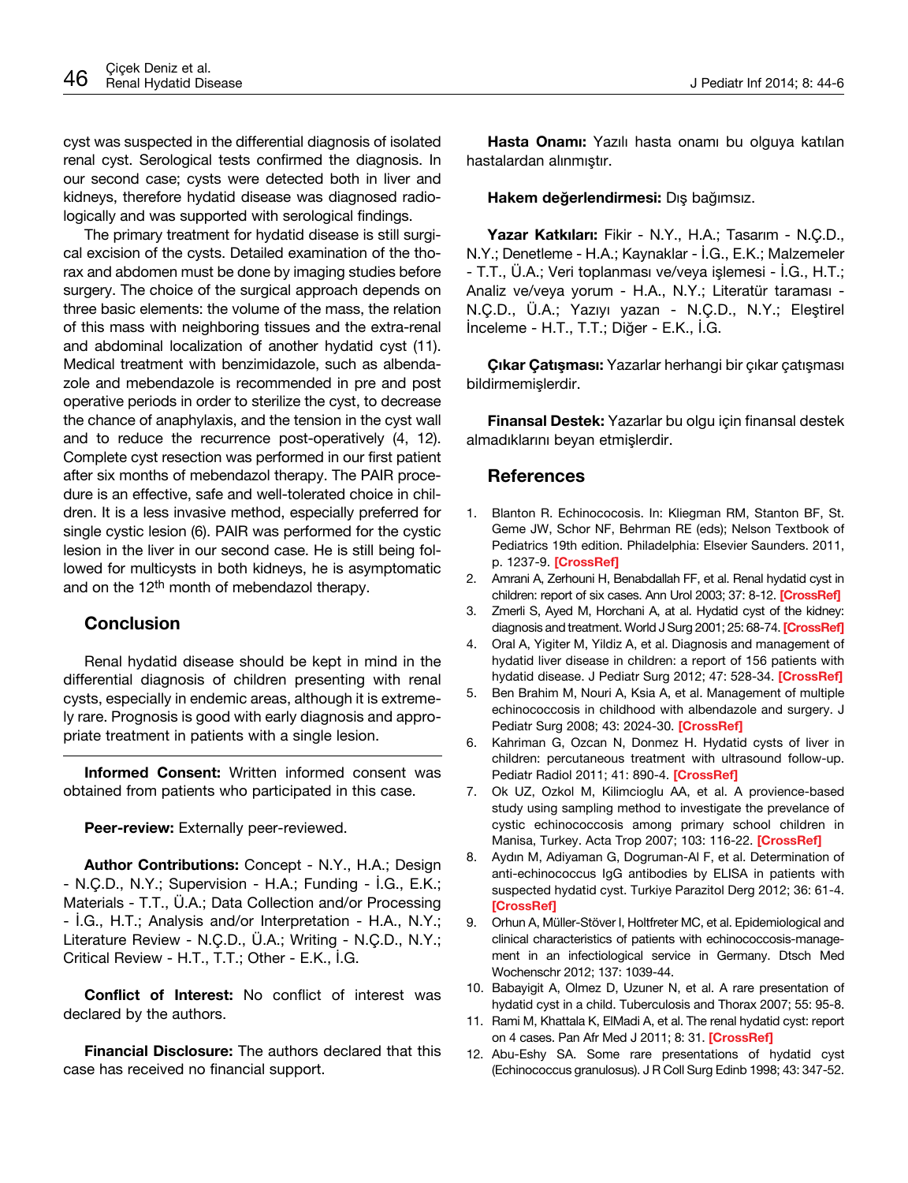cyst was suspected in the differential diagnosis of isolated renal cyst. Serological tests confirmed the diagnosis. In our second case; cysts were detected both in liver and kidneys, therefore hydatid disease was diagnosed radiologically and was supported with serological findings.

The primary treatment for hydatid disease is still surgical excision of the cysts. Detailed examination of the thorax and abdomen must be done by imaging studies before surgery. The choice of the surgical approach depends on three basic elements: the volume of the mass, the relation of this mass with neighboring tissues and the extra-renal and abdominal localization of another hydatid cyst (11). Medical treatment with benzimidazole, such as albendazole and mebendazole is recommended in pre and post operative periods in order to sterilize the cyst, to decrease the chance of anaphylaxis, and the tension in the cyst wall and to reduce the recurrence post-operatively (4, 12). Complete cyst resection was performed in our first patient after six months of mebendazol therapy. The PAIR procedure is an effective, safe and well-tolerated choice in children. It is a less invasive method, especially preferred for single cystic lesion (6). PAIR was performed for the cystic lesion in the liver in our second case. He is still being followed for multicysts in both kidneys, he is asymptomatic and on the 12th month of mebendazol therapy.

## Conclusion

Renal hydatid disease should be kept in mind in the differential diagnosis of children presenting with renal cysts, especially in endemic areas, although it is extremely rare. Prognosis is good with early diagnosis and appropriate treatment in patients with a single lesion.

---

**Informed Consent:** Written informed consent was obtained from patients who participated in this case.

**Peer-review:** Externally peer-reviewed.

**Author Contributions:** Concept - N.Y., H.A.; Design - N.Ç.D., N.Y.; Supervision - H.A.; Funding - İ.G., E.K.; Materials - T.T., Ü.A.; Data Collection and/or Processing - İ.G., H.T.; Analysis and/or Interpretation - H.A., N.Y.; Literature Review - N.Ç.D., Ü.A.; Writing - N.Ç.D., N.Y.; Critical Review - H.T., T.T.; Other - E.K., İ.G.

**Conflict of Interest:** No conflict of interest was declared by the authors.

**Financial Disclosure:** The authors declared that this case has received no financial support.

**Hasta Onamı:** Yazılı hasta onamı bu olguya katılan hastalardan alınmıştır.

**Hakem değerlendirmesi:** Dış bağımsız.

**Yazar Katkıları:** Fikir - N.Y., H.A.; Tasarım - N.Ç.D., N.Y.; Denetleme - H.A.; Kaynaklar - İ.G., E.K.; Malzemeler - T.T., Ü.A.; Veri toplanması ve/veya işlemesi - İ.G., H.T.; Analiz ve/veya yorum - H.A., N.Y.; Literatür taraması - N.Ç.D., Ü.A.; Yazıyı yazan - N.Ç.D., N.Y.; Eleştirel İnceleme - H.T., T.T.; Diğer - E.K., İ.G.

**Çıkar Çatışması:** Yazarlar herhangi bir çıkar çatışması bildirmemişlerdir.

**Finansal Destek:** Yazarlar bu olgu için finansal destek almadıklarını beyan etmişlerdir.

## References

1. Blanton R. Echinococosis. In: Kliegman RM, Stanton BF, St. Geme JW, Schor NF, Behrman RE (eds); Nelson Textbook of Pediatrics 19th edition. Philadelphia: Elsevier Saunders. 2011, p. 1237-9. [CrossRef]
2. Amrani A, Zerhouni H, Benabdallah FF, et al. Renal hydatid cyst in children: report of six cases. Ann Urol 2003; 37: 8-12. [CrossRef]
3. Zmerli S, Ayed M, Horchani A, at al. Hydatid cyst of the kidney: diagnosis and treatment. World J Surg 2001; 25: 68-74. [CrossRef]
4. Oral A, Yigiter M, Yildiz A, et al. Diagnosis and management of hydatid liver disease in children: a report of 156 patients with hydatid disease. J Pediatr Surg 2012; 47: 528-34. [CrossRef]
5. Ben Brahim M, Nouri A, Ksia A, et al. Management of multiple echinococcosis in childhood with albendazole and surgery. J Pediatr Surg 2008; 43: 2024-30. [CrossRef]
6. Kahriman G, Ozcan N, Donmez H. Hydatid cysts of liver in children: percutaneous treatment with ultrasound follow-up. Pediatr Radiol 2011; 41: 890-4. [CrossRef]
7. Ok UZ, Ozkol M, Kilimcioglu AA, et al. A provience-based study using sampling method to investigate the prevelance of cystic echinococcosis among primary school children in Manisa, Turkey. Acta Trop 2007; 103: 116-22. [CrossRef]
8. Aydın M, Adiyaman G, Dogruman-Al F, et al. Determination of anti-echinococcus IgG antibodies by ELISA in patients with suspected hydatid cyst. Turkiye Parazitol Derg 2012; 36: 61-4. [CrossRef]
9. Orhun A, Müller-Stöver I, Holtfreter MC, et al. Epidemiological and clinical characteristics of patients with echinococcosis-management in an infectiological service in Germany. Dtsch Med Wochenschr 2012; 137: 1039-44.
10. Babayigit A, Olmez D, Uzuner N, et al. A rare presentation of hydatid cyst in a child. Tuberculosis and Thorax 2007; 55: 95-8.
11. Rami M, Khattala K, ElMadi A, et al. The renal hydatid cyst: report on 4 cases. Pan Afr Med J 2011; 8: 31. [CrossRef]
12. Abu-Eshy SA. Some rare presentations of hydatid cyst (Echinococcus granulosus). J R Coll Surg Edinb 1998; 43: 347-52.